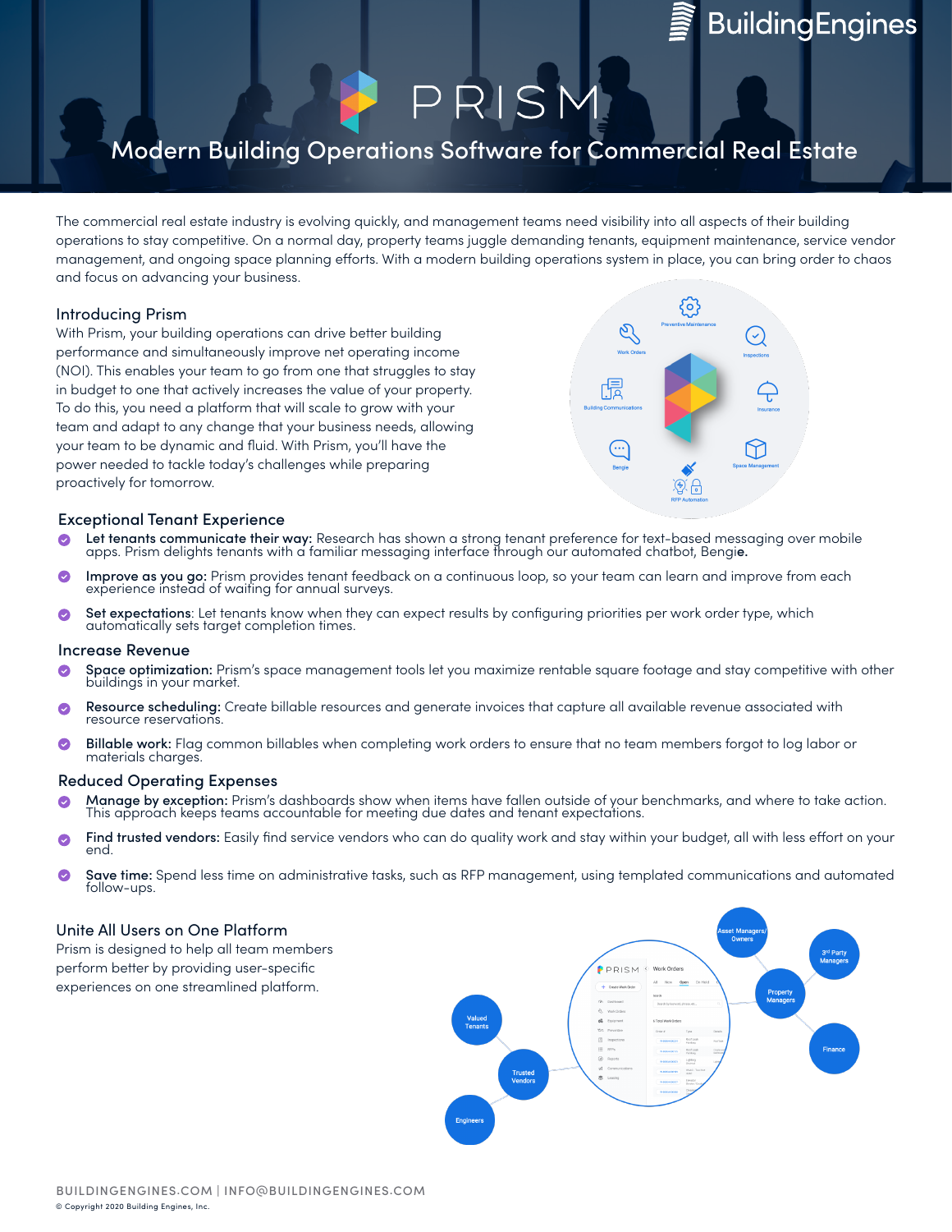BuildingEngines

# PRISM

## Modern Building Operations Software for Commercial Real Estate

The commercial real estate industry is evolving quickly, and management teams need visibility into all aspects of their building operations to stay competitive. On a normal day, property teams juggle demanding tenants, equipment maintenance, service vendor management, and ongoing space planning efforts. With a modern building operations system in place, you can bring order to chaos and focus on advancing your business.

### Introducing Prism

With Prism, your building operations can drive better building performance and simultaneously improve net operating income (NOI). This enables your team to go from one that struggles to stay in budget to one that actively increases the value of your property. To do this, you need a platform that will scale to grow with your team and adapt to any change that your business needs, allowing your team to be dynamic and fluid. With Prism, you'll have the power needed to tackle today's challenges while preparing proactively for tomorrow.

### Exceptional Tenant Experience

- **Let tenants communicate their way:** Research has shown a strong tenant preference for text-based messaging over mobile apps. Prism delights tenants with a familiar messaging interface through our automated chatbot, Bengie.
- **Improve as you go:** Prism provides tenant feedback on a continuous loop, so your team can learn and improve from each experience instead of waiting for annual surveys.
- **Set expectations**: Let tenants know when they can expect results by configuring priorities per work order type, which automatically sets target completion times.

### Increase Revenue

- **Space optimization:** Prism's space management tools let you maximize rentable square footage and stay competitive with other buildings in your market.
- **Resource scheduling:** Create billable resources and generate invoices that capture all available revenue associated with resource reservations.
- **Billable work:** Flag common billables when completing work orders to ensure that no team members forgot to log labor or materials charges.

### Reduced Operating Expenses

- **Manage by exception:** Prism's dashboards show when items have fallen outside of your benchmarks, and where to take action. This approach keeps teams accountable for meeting due dates and tenant expectations.
- **Find trusted vendors:** Easily find service vendors who can do quality work and stay within your budget, all with less effort on your end.
- **Save time:** Spend less time on administrative tasks, such as RFP management, using templated communications and automated follow-ups.

### Unite All Users on One Platform

Prism is designed to help all team members perform better by providing user-specific experiences on one streamlined platform.

BUILDINGENGINES.COM | INFO@BUILDINGENGINES.COM

© Copyright 2020 Building Engines, Inc.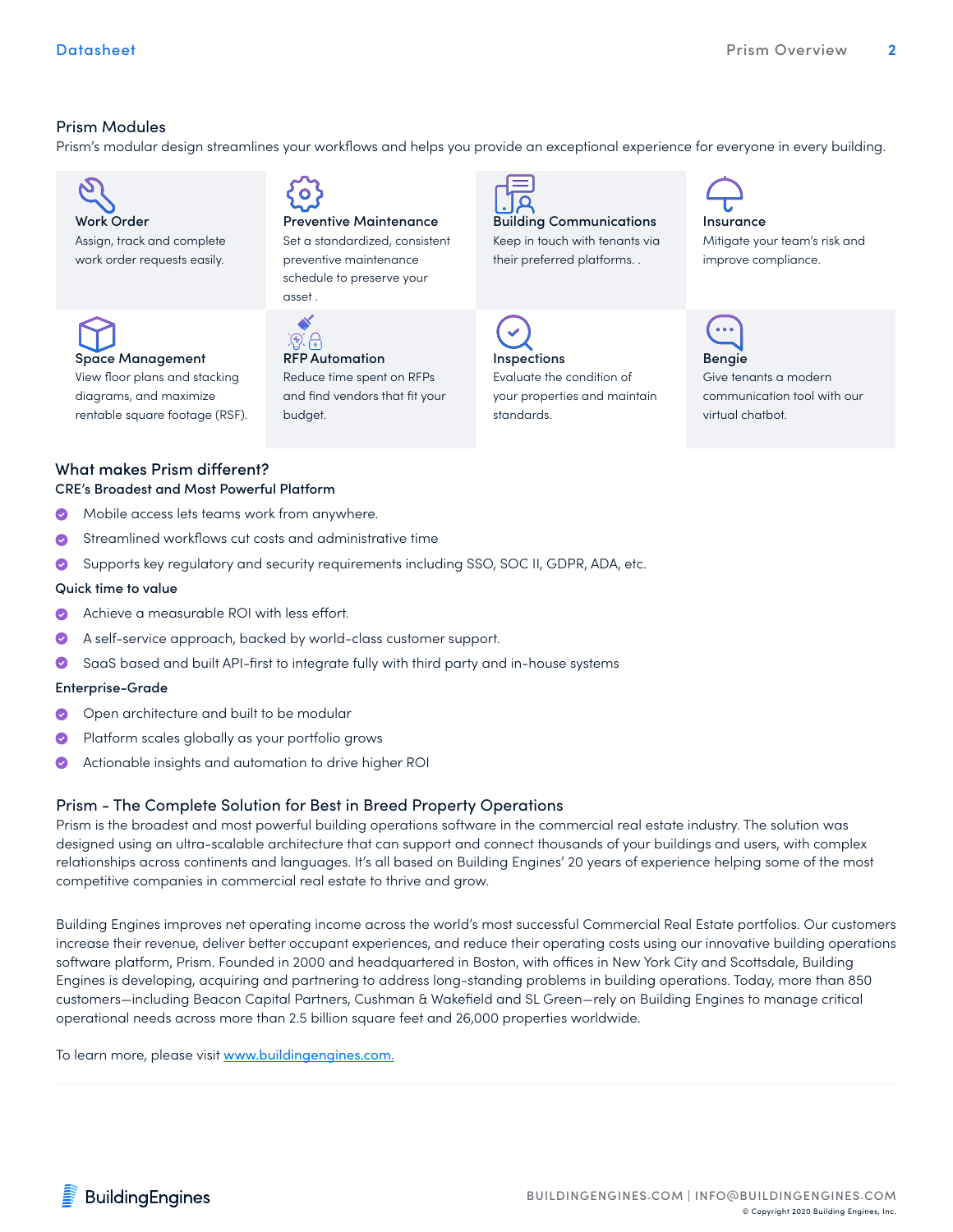## Prism Modules

Prism's modular design streamlines your workflows and helps you provide an exceptional experience for everyone in every building.

**Work Order**
Assign, track and complete work order requests easily.

**Preventive Maintenance**
Set a standardized, consistent preventive maintenance schedule to preserve your asset .

**Building Communications**
Keep in touch with tenants via their preferred platforms. .

**Insurance**
Mitigate your team's risk and improve compliance.

**Space Management**
View floor plans and stacking diagrams, and maximize rentable square footage (RSF).

**RFP Automation**
Reduce time spent on RFPs and find vendors that fit your budget.

**Inspections**
Evaluate the condition of your properties and maintain standards.

**Bengie**
Give tenants a modern communication tool with our virtual chatbot.

## What makes Prism different?

**CRE's Broadest and Most Powerful Platform**

- Mobile access lets teams work from anywhere.
- Streamlined workflows cut costs and administrative time
- Supports key regulatory and security requirements including SSO, SOC II, GDPR, ADA, etc.

**Quick time to value**

- Achieve a measurable ROI with less effort.
- A self-service approach, backed by world-class customer support.
- SaaS based and built API-first to integrate fully with third party and in-house systems

**Enterprise-Grade**

- Open architecture and built to be modular
- Platform scales globally as your portfolio grows
- Actionable insights and automation to drive higher ROI

## Prism - The Complete Solution for Best in Breed Property Operations

Prism is the broadest and most powerful building operations software in the commercial real estate industry. The solution was designed using an ultra-scalable architecture that can support and connect thousands of your buildings and users, with complex relationships across continents and languages. It's all based on Building Engines' 20 years of experience helping some of the most competitive companies in commercial real estate to thrive and grow.

Building Engines improves net operating income across the world's most successful Commercial Real Estate portfolios. Our customers increase their revenue, deliver better occupant experiences, and reduce their operating costs using our innovative building operations software platform, Prism. Founded in 2000 and headquartered in Boston, with offices in New York City and Scottsdale, Building Engines is developing, acquiring and partnering to address long-standing problems in building operations. Today, more than 850 customers—including Beacon Capital Partners, Cushman & Wakefield and SL Green—rely on Building Engines to manage critical operational needs across more than 2.5 billion square feet and 26,000 properties worldwide.

To learn more, please visit www.buildingengines.com.

BuildingEngines

BUILDINGENGINES.COM | INFO@BUILDINGENGINES.COM

© Copyright 2020 Building Engines, Inc.